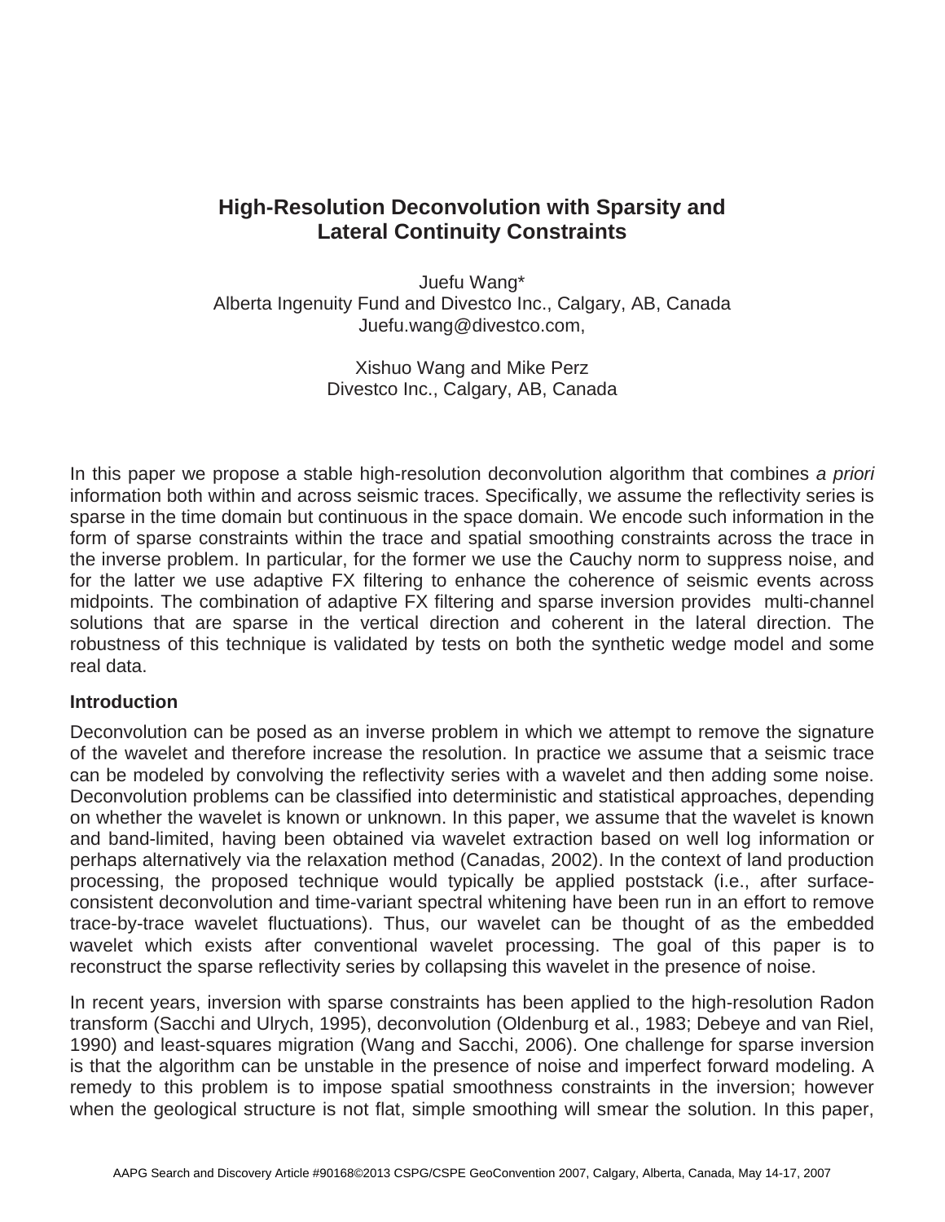# High-Resolution Deconvolution with Sparsity and Lateral Continuity Constraints

Juefu Wang*
Alberta Ingenuity Fund and Divestco Inc., Calgary, AB, Canada
Juefu.wang@divestco.com,

Xishuo Wang and Mike Perz
Divestco Inc., Calgary, AB, Canada

In this paper we propose a stable high-resolution deconvolution algorithm that combines *a priori* information both within and across seismic traces. Specifically, we assume the reflectivity series is sparse in the time domain but continuous in the space domain. We encode such information in the form of sparse constraints within the trace and spatial smoothing constraints across the trace in the inverse problem. In particular, for the former we use the Cauchy norm to suppress noise, and for the latter we use adaptive FX filtering to enhance the coherence of seismic events across midpoints. The combination of adaptive FX filtering and sparse inversion provides multi-channel solutions that are sparse in the vertical direction and coherent in the lateral direction. The robustness of this technique is validated by tests on both the synthetic wedge model and some real data.

## Introduction

Deconvolution can be posed as an inverse problem in which we attempt to remove the signature of the wavelet and therefore increase the resolution. In practice we assume that a seismic trace can be modeled by convolving the reflectivity series with a wavelet and then adding some noise. Deconvolution problems can be classified into deterministic and statistical approaches, depending on whether the wavelet is known or unknown. In this paper, we assume that the wavelet is known and band-limited, having been obtained via wavelet extraction based on well log information or perhaps alternatively via the relaxation method (Canadas, 2002). In the context of land production processing, the proposed technique would typically be applied poststack (i.e., after surface-consistent deconvolution and time-variant spectral whitening have been run in an effort to remove trace-by-trace wavelet fluctuations). Thus, our wavelet can be thought of as the embedded wavelet which exists after conventional wavelet processing. The goal of this paper is to reconstruct the sparse reflectivity series by collapsing this wavelet in the presence of noise.

In recent years, inversion with sparse constraints has been applied to the high-resolution Radon transform (Sacchi and Ulrych, 1995), deconvolution (Oldenburg et al., 1983; Debeye and van Riel, 1990) and least-squares migration (Wang and Sacchi, 2006). One challenge for sparse inversion is that the algorithm can be unstable in the presence of noise and imperfect forward modeling. A remedy to this problem is to impose spatial smoothness constraints in the inversion; however when the geological structure is not flat, simple smoothing will smear the solution. In this paper,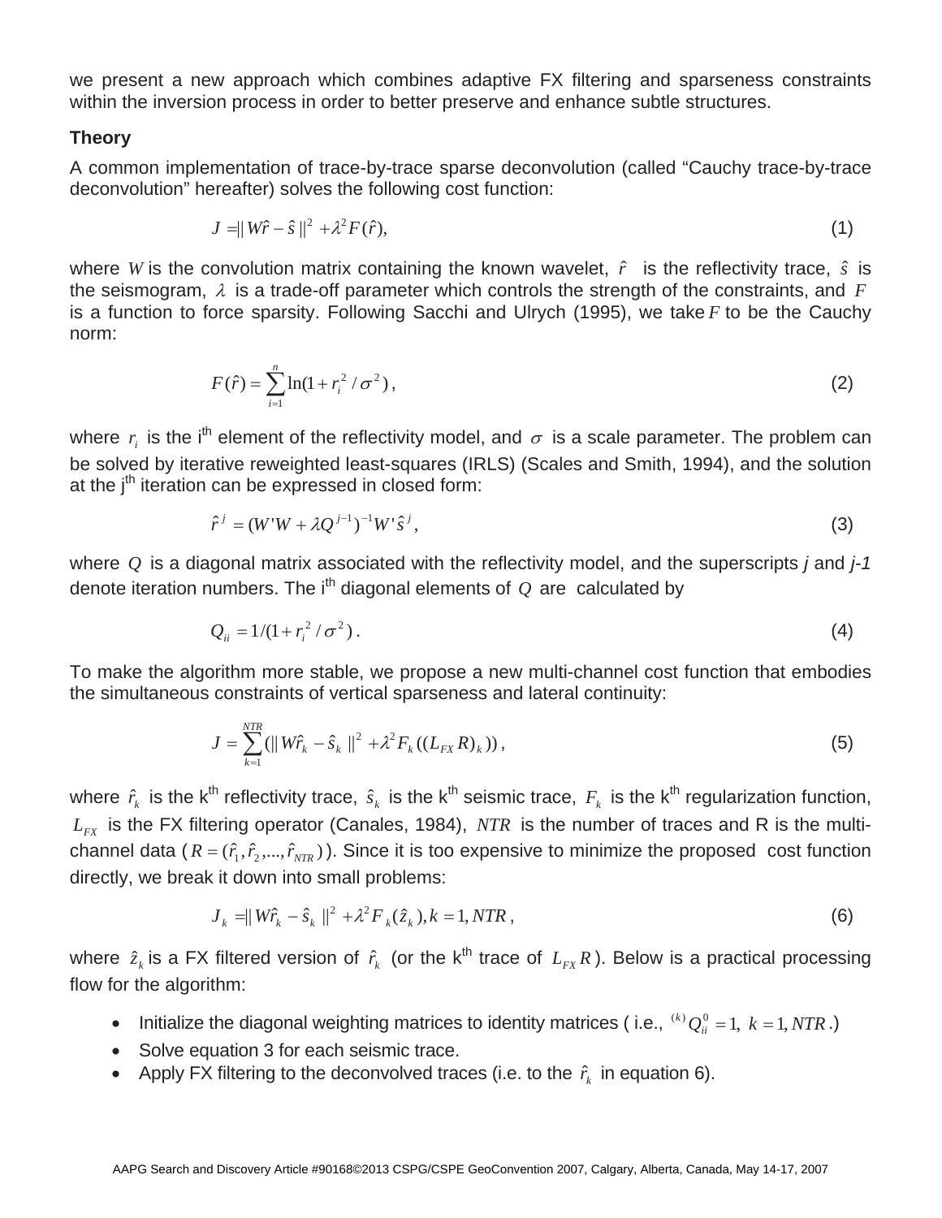we present a new approach which combines adaptive FX filtering and sparseness constraints within the inversion process in order to better preserve and enhance subtle structures.

## Theory

A common implementation of trace-by-trace sparse deconvolution (called "Cauchy trace-by-trace deconvolution" hereafter) solves the following cost function:

$$J = \| W\hat{r} - \hat{s} \|^2 + \lambda^2 F(\hat{r}), \tag{1}$$

where $W$ is the convolution matrix containing the known wavelet, $\hat{r}$ is the reflectivity trace, $\hat{s}$ is the seismogram, $\lambda$ is a trade-off parameter which controls the strength of the constraints, and $F$ is a function to force sparsity. Following Sacchi and Ulrych (1995), we take $F$ to be the Cauchy norm:

$$F(\hat{r}) = \sum_{i=1}^{n} \ln(1 + r_i^2 / \sigma^2), \tag{2}$$

where $r_i$ is the i$^{th}$ element of the reflectivity model, and $\sigma$ is a scale parameter. The problem can be solved by iterative reweighted least-squares (IRLS) (Scales and Smith, 1994), and the solution at the j$^{th}$ iteration can be expressed in closed form:

$$\hat{r}^{j} = (W'W + \lambda Q^{j-1})^{-1} W' \hat{s}^{j}, \tag{3}$$

where $Q$ is a diagonal matrix associated with the reflectivity model, and the superscripts *j* and *j-1* denote iteration numbers. The i$^{th}$ diagonal elements of $Q$ are calculated by

$$Q_{ii} = 1/(1 + r_i^2 / \sigma^2). \tag{4}$$

To make the algorithm more stable, we propose a new multi-channel cost function that embodies the simultaneous constraints of vertical sparseness and lateral continuity:

$$J = \sum_{k=1}^{NTR} (\| W\hat{r}_k - \hat{s}_k \|^2 + \lambda^2 F_k((L_{FX} R)_k)), \tag{5}$$

where $\hat{r}_k$ is the k$^{th}$ reflectivity trace, $\hat{s}_k$ is the k$^{th}$ seismic trace, $F_k$ is the k$^{th}$ regularization function, $L_{FX}$ is the FX filtering operator (Canales, 1984), $NTR$ is the number of traces and R is the multi-channel data ($R = (\hat{r}_1, \hat{r}_2, ..., \hat{r}_{NTR})$). Since it is too expensive to minimize the proposed cost function directly, we break it down into small problems:

$$J_k = \| W\hat{r}_k - \hat{s}_k \|^2 + \lambda^2 F_k(\hat{z}_k), k = 1, NTR, \tag{6}$$

where $\hat{z}_k$ is a FX filtered version of $\hat{r}_k$ (or the k$^{th}$ trace of $L_{FX} R$). Below is a practical processing flow for the algorithm:

- Initialize the diagonal weighting matrices to identity matrices ( i.e., ${}^{(k)}Q_{ii}^{0} = 1,\ k = 1, NTR$.)
- Solve equation 3 for each seismic trace.
- Apply FX filtering to the deconvolved traces (i.e. to the $\hat{r}_k$ in equation 6).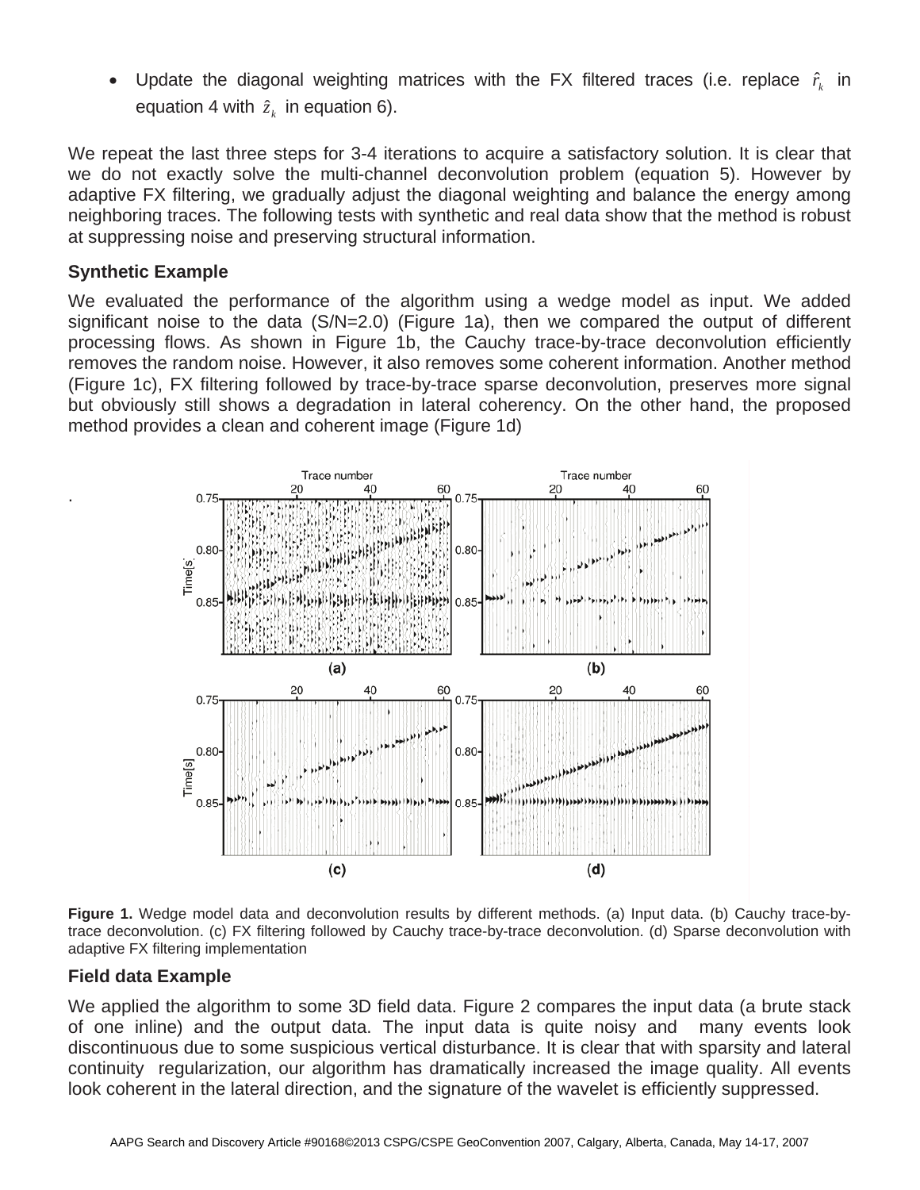- Update the diagonal weighting matrices with the FX filtered traces (i.e. replace $\hat{r}_k$ in equation 4 with $\hat{z}_k$ in equation 6).

We repeat the last three steps for 3-4 iterations to acquire a satisfactory solution. It is clear that we do not exactly solve the multi-channel deconvolution problem (equation 5). However by adaptive FX filtering, we gradually adjust the diagonal weighting and balance the energy among neighboring traces. The following tests with synthetic and real data show that the method is robust at suppressing noise and preserving structural information.

## Synthetic Example

We evaluated the performance of the algorithm using a wedge model as input. We added significant noise to the data (S/N=2.0) (Figure 1a), then we compared the output of different processing flows. As shown in Figure 1b, the Cauchy trace-by-trace deconvolution efficiently removes the random noise. However, it also removes some coherent information. Another method (Figure 1c), FX filtering followed by trace-by-trace sparse deconvolution, preserves more signal but obviously still shows a degradation in lateral coherency. On the other hand, the proposed method provides a clean and coherent image (Figure 1d)

**Figure 1.** Wedge model data and deconvolution results by different methods. (a) Input data. (b) Cauchy trace-by-trace deconvolution. (c) FX filtering followed by Cauchy trace-by-trace deconvolution. (d) Sparse deconvolution with adaptive FX filtering implementation

## Field data Example

We applied the algorithm to some 3D field data. Figure 2 compares the input data (a brute stack of one inline) and the output data. The input data is quite noisy and many events look discontinuous due to some suspicious vertical disturbance. It is clear that with sparsity and lateral continuity regularization, our algorithm has dramatically increased the image quality. All events look coherent in the lateral direction, and the signature of the wavelet is efficiently suppressed.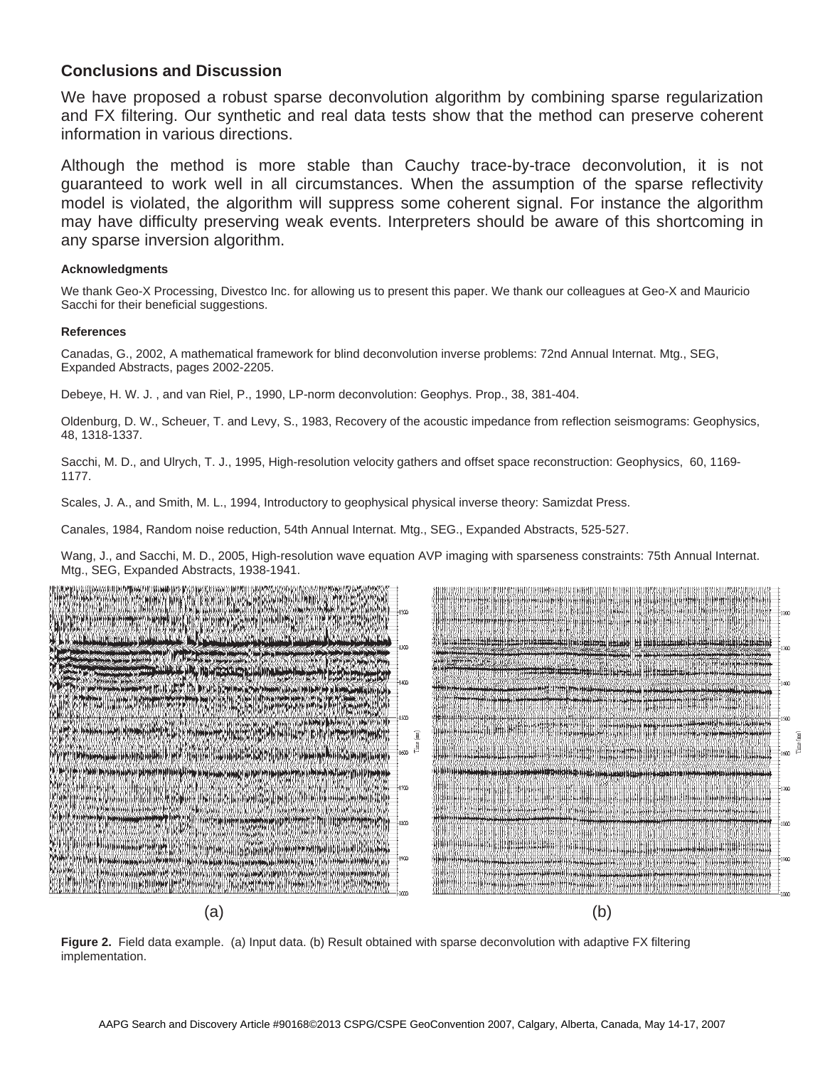## Conclusions and Discussion

We have proposed a robust sparse deconvolution algorithm by combining sparse regularization and FX filtering. Our synthetic and real data tests show that the method can preserve coherent information in various directions.

Although the method is more stable than Cauchy trace-by-trace deconvolution, it is not guaranteed to work well in all circumstances. When the assumption of the sparse reflectivity model is violated, the algorithm will suppress some coherent signal. For instance the algorithm may have difficulty preserving weak events. Interpreters should be aware of this shortcoming in any sparse inversion algorithm.

#### Acknowledgments

We thank Geo-X Processing, Divestco Inc. for allowing us to present this paper. We thank our colleagues at Geo-X and Mauricio Sacchi for their beneficial suggestions.

#### References

Canadas, G., 2002, A mathematical framework for blind deconvolution inverse problems: 72nd Annual Internat. Mtg., SEG, Expanded Abstracts, pages 2002-2205.

Debeye, H. W. J. , and van Riel, P., 1990, LP-norm deconvolution: Geophys. Prop., 38, 381-404.

Oldenburg, D. W., Scheuer, T. and Levy, S., 1983, Recovery of the acoustic impedance from reflection seismograms: Geophysics, 48, 1318-1337.

Sacchi, M. D., and Ulrych, T. J., 1995, High-resolution velocity gathers and offset space reconstruction: Geophysics, 60, 1169-1177.

Scales, J. A., and Smith, M. L., 1994, Introductory to geophysical physical inverse theory: Samizdat Press.

Canales, 1984, Random noise reduction, 54th Annual Internat. Mtg., SEG., Expanded Abstracts, 525-527.

Wang, J., and Sacchi, M. D., 2005, High-resolution wave equation AVP imaging with sparseness constraints: 75th Annual Internat. Mtg., SEG, Expanded Abstracts, 1938-1941.

(a)

(b)

**Figure 2.** Field data example. (a) Input data. (b) Result obtained with sparse deconvolution with adaptive FX filtering implementation.